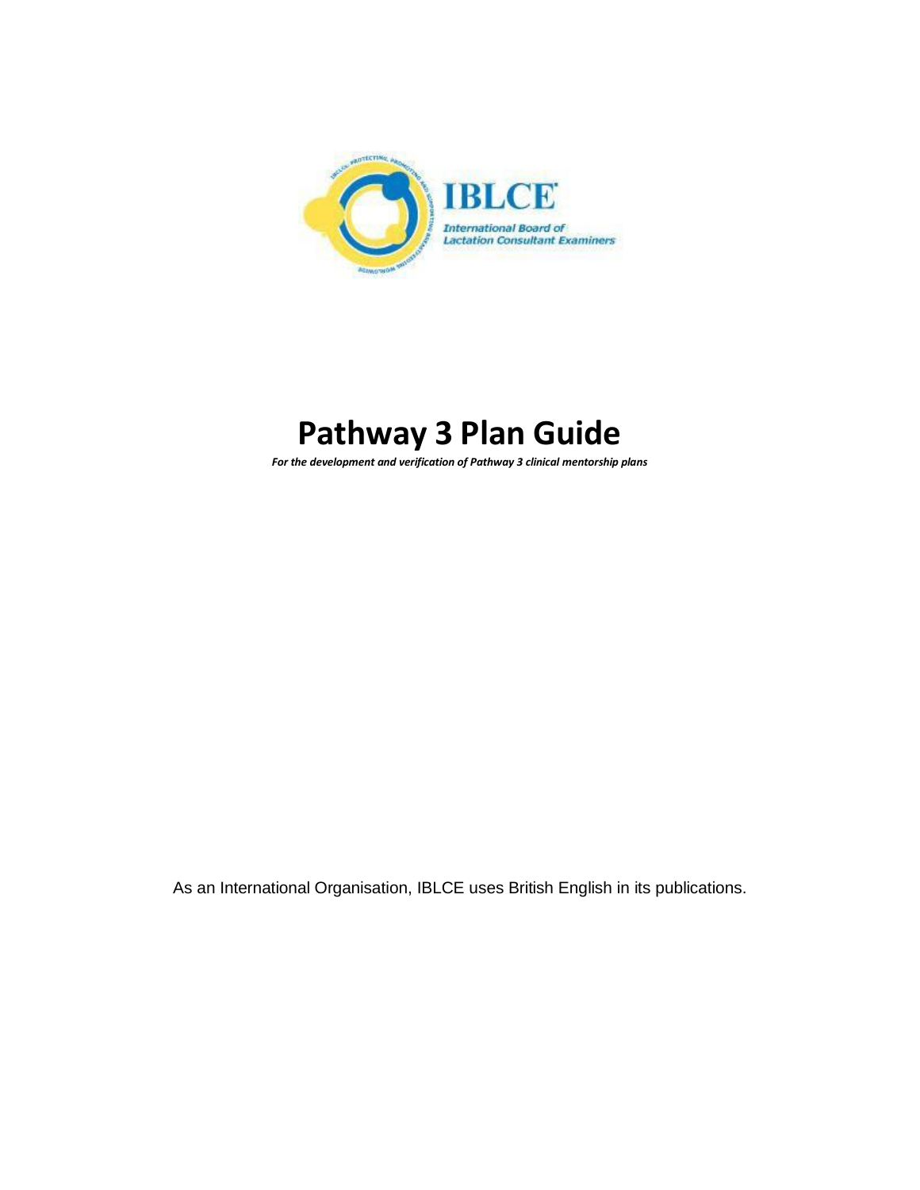IBLCE

International Board of Lactation Consultant Examiners

# Pathway 3 Plan Guide

***For the development and verification of Pathway 3 clinical mentorship plans***

As an International Organisation, IBLCE uses British English in its publications.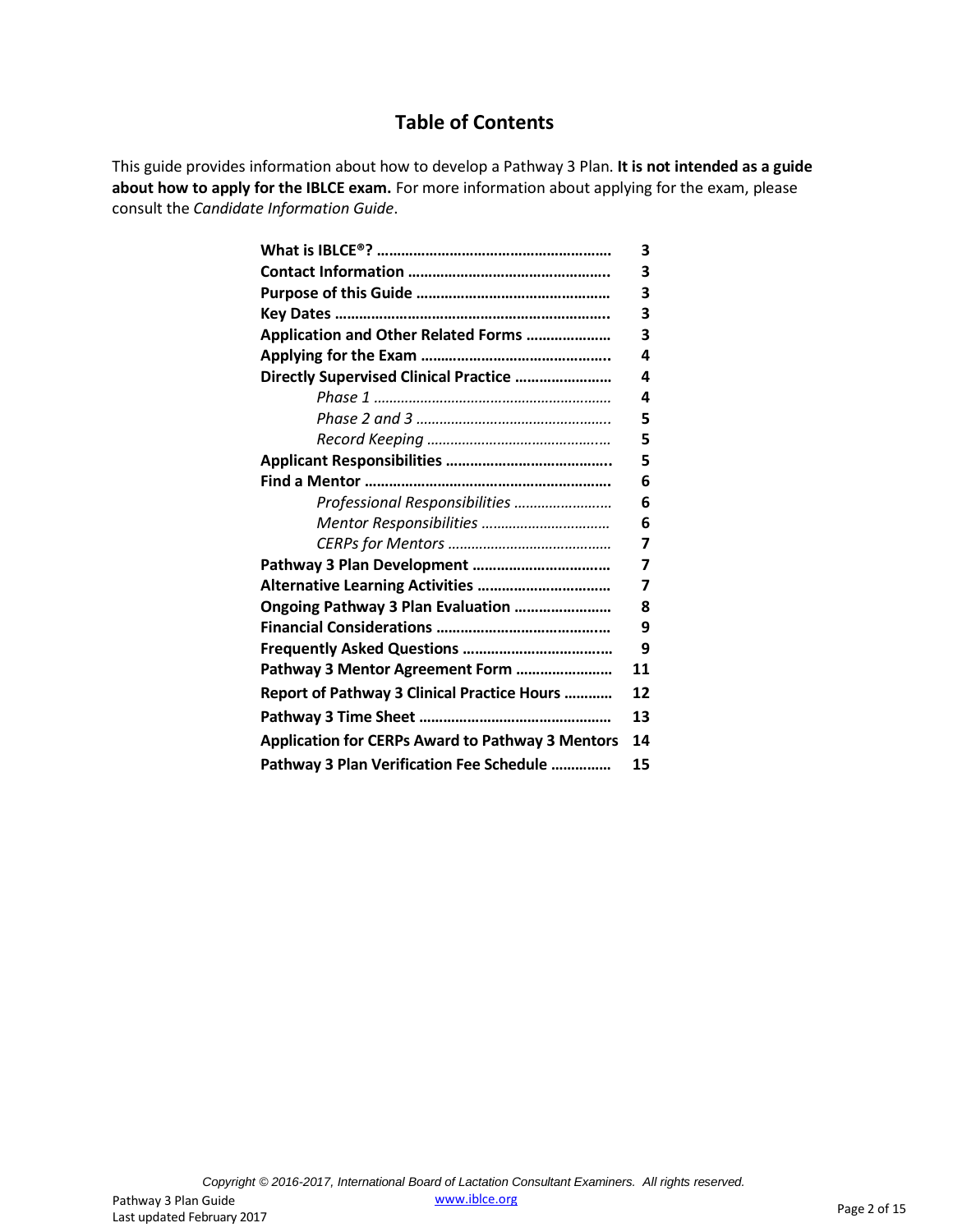# Table of Contents

This guide provides information about how to develop a Pathway 3 Plan. **It is not intended as a guide about how to apply for the IBLCE exam.** For more information about applying for the exam, please consult the *Candidate Information Guide*.

| | |
|---|---|
| **What is IBLCE®? ..........................................................** | **3** |
| **Contact Information ..................................................** | **3** |
| **Purpose of this Guide ...............................................** | **3** |
| **Key Dates ...................................................................** | **3** |
| **Application and Other Related Forms ....................** | **3** |
| **Applying for the Exam ..............................................** | **4** |
| **Directly Supervised Clinical Practice .......................** | **4** |
| *Phase 1 ............................................................* | **4** |
| *Phase 2 and 3 .................................................* | **5** |
| *Record Keeping ..............................................* | **5** |
| **Applicant Responsibilities ........................................** | **5** |
| **Find a Mentor ............................................................** | **6** |
| *Professional Responsibilities .........................* | **6** |
| *Mentor Responsibilities ................................* | **6** |
| *CERPs for Mentors .........................................* | **7** |
| **Pathway 3 Plan Development .................................** | **7** |
| **Alternative Learning Activities ................................** | **7** |
| **Ongoing Pathway 3 Plan Evaluation ........................** | **8** |
| **Financial Considerations ...........................................** | **9** |
| **Frequently Asked Questions .....................................** | **9** |
| **Pathway 3 Mentor Agreement Form ........................** | **11** |
| **Report of Pathway 3 Clinical Practice Hours ............** | **12** |
| **Pathway 3 Time Sheet ...............................................** | **13** |
| **Application for CERPs Award to Pathway 3 Mentors** | **14** |
| **Pathway 3 Plan Verification Fee Schedule ..............** | **15** |

*Copyright © 2016-2017, International Board of Lactation Consultant Examiners. All rights reserved.*

www.iblce.org

Pathway 3 Plan Guide
Last updated February 2017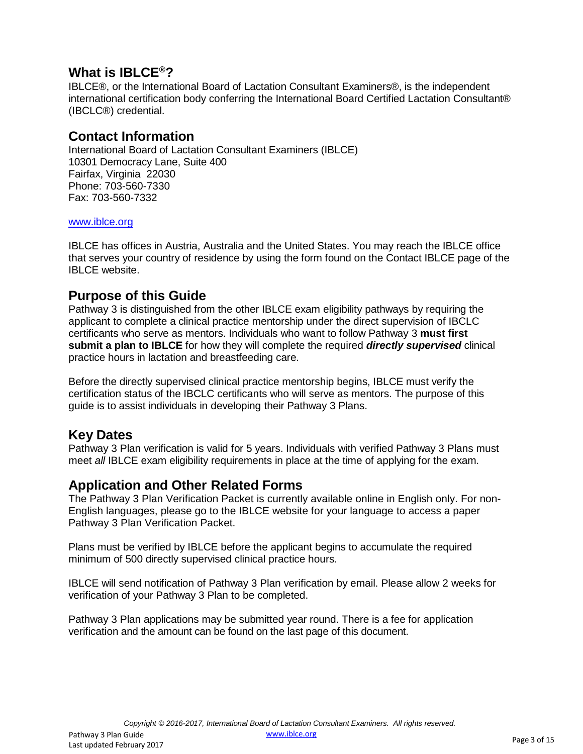## What is IBLCE®?

IBLCE®, or the International Board of Lactation Consultant Examiners®, is the independent international certification body conferring the International Board Certified Lactation Consultant® (IBCLC®) credential.

## Contact Information

International Board of Lactation Consultant Examiners (IBLCE)
10301 Democracy Lane, Suite 400
Fairfax, Virginia 22030
Phone: 703-560-7330
Fax: 703-560-7332

www.iblce.org

IBLCE has offices in Austria, Australia and the United States. You may reach the IBLCE office that serves your country of residence by using the form found on the Contact IBLCE page of the IBLCE website.

## Purpose of this Guide

Pathway 3 is distinguished from the other IBLCE exam eligibility pathways by requiring the applicant to complete a clinical practice mentorship under the direct supervision of IBCLC certificants who serve as mentors. Individuals who want to follow Pathway 3 **must first submit a plan to IBLCE** for how they will complete the required ***directly supervised*** clinical practice hours in lactation and breastfeeding care.

Before the directly supervised clinical practice mentorship begins, IBLCE must verify the certification status of the IBCLC certificants who will serve as mentors. The purpose of this guide is to assist individuals in developing their Pathway 3 Plans.

## Key Dates

Pathway 3 Plan verification is valid for 5 years. Individuals with verified Pathway 3 Plans must meet *all* IBLCE exam eligibility requirements in place at the time of applying for the exam.

## Application and Other Related Forms

The Pathway 3 Plan Verification Packet is currently available online in English only. For non-English languages, please go to the IBLCE website for your language to access a paper Pathway 3 Plan Verification Packet.

Plans must be verified by IBLCE before the applicant begins to accumulate the required minimum of 500 directly supervised clinical practice hours.

IBLCE will send notification of Pathway 3 Plan verification by email. Please allow 2 weeks for verification of your Pathway 3 Plan to be completed.

Pathway 3 Plan applications may be submitted year round. There is a fee for application verification and the amount can be found on the last page of this document.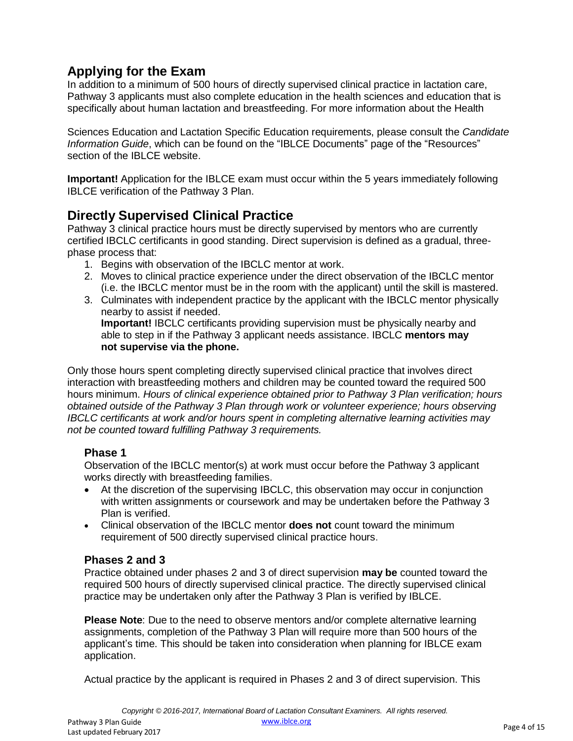## Applying for the Exam

In addition to a minimum of 500 hours of directly supervised clinical practice in lactation care, Pathway 3 applicants must also complete education in the health sciences and education that is specifically about human lactation and breastfeeding. For more information about the Health

Sciences Education and Lactation Specific Education requirements, please consult the *Candidate Information Guide*, which can be found on the "IBLCE Documents" page of the "Resources" section of the IBLCE website.

**Important!** Application for the IBLCE exam must occur within the 5 years immediately following IBLCE verification of the Pathway 3 Plan.

## Directly Supervised Clinical Practice

Pathway 3 clinical practice hours must be directly supervised by mentors who are currently certified IBCLC certificants in good standing. Direct supervision is defined as a gradual, three-phase process that:

1. Begins with observation of the IBCLC mentor at work.
2. Moves to clinical practice experience under the direct observation of the IBCLC mentor (i.e. the IBCLC mentor must be in the room with the applicant) until the skill is mastered.
3. Culminates with independent practice by the applicant with the IBCLC mentor physically nearby to assist if needed.
   **Important!** IBCLC certificants providing supervision must be physically nearby and able to step in if the Pathway 3 applicant needs assistance. IBCLC **mentors may not supervise via the phone.**

Only those hours spent completing directly supervised clinical practice that involves direct interaction with breastfeeding mothers and children may be counted toward the required 500 hours minimum. *Hours of clinical experience obtained prior to Pathway 3 Plan verification; hours obtained outside of the Pathway 3 Plan through work or volunteer experience; hours observing IBCLC certificants at work and/or hours spent in completing alternative learning activities may not be counted toward fulfilling Pathway 3 requirements.*

### Phase 1

Observation of the IBCLC mentor(s) at work must occur before the Pathway 3 applicant works directly with breastfeeding families.

- At the discretion of the supervising IBCLC, this observation may occur in conjunction with written assignments or coursework and may be undertaken before the Pathway 3 Plan is verified.
- Clinical observation of the IBCLC mentor **does not** count toward the minimum requirement of 500 directly supervised clinical practice hours.

### Phases 2 and 3

Practice obtained under phases 2 and 3 of direct supervision **may be** counted toward the required 500 hours of directly supervised clinical practice. The directly supervised clinical practice may be undertaken only after the Pathway 3 Plan is verified by IBLCE.

**Please Note**: Due to the need to observe mentors and/or complete alternative learning assignments, completion of the Pathway 3 Plan will require more than 500 hours of the applicant's time. This should be taken into consideration when planning for IBLCE exam application.

Actual practice by the applicant is required in Phases 2 and 3 of direct supervision. This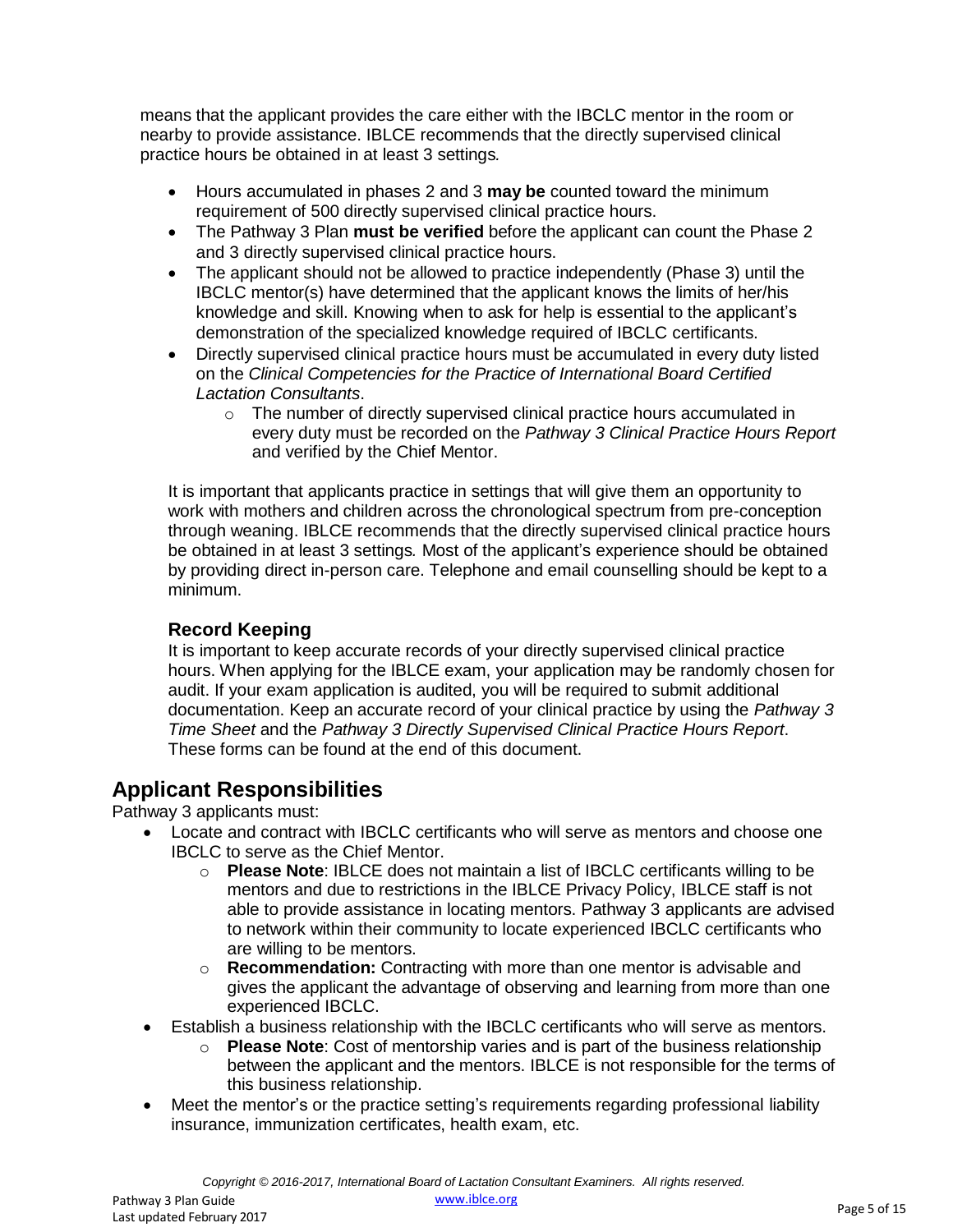means that the applicant provides the care either with the IBCLC mentor in the room or nearby to provide assistance. IBCLE recommends that the directly supervised clinical practice hours be obtained in at least 3 settings.

- Hours accumulated in phases 2 and 3 **may be** counted toward the minimum requirement of 500 directly supervised clinical practice hours.
- The Pathway 3 Plan **must be verified** before the applicant can count the Phase 2 and 3 directly supervised clinical practice hours.
- The applicant should not be allowed to practice independently (Phase 3) until the IBCLC mentor(s) have determined that the applicant knows the limits of her/his knowledge and skill. Knowing when to ask for help is essential to the applicant's demonstration of the specialized knowledge required of IBCLC certificants.
- Directly supervised clinical practice hours must be accumulated in every duty listed on the *Clinical Competencies for the Practice of International Board Certified Lactation Consultants*.
  - The number of directly supervised clinical practice hours accumulated in every duty must be recorded on the *Pathway 3 Clinical Practice Hours Report* and verified by the Chief Mentor.

It is important that applicants practice in settings that will give them an opportunity to work with mothers and children across the chronological spectrum from pre-conception through weaning. IBCLE recommends that the directly supervised clinical practice hours be obtained in at least 3 settings. Most of the applicant's experience should be obtained by providing direct in-person care. Telephone and email counselling should be kept to a minimum.

### Record Keeping

It is important to keep accurate records of your directly supervised clinical practice hours. When applying for the IBCLE exam, your application may be randomly chosen for audit. If your exam application is audited, you will be required to submit additional documentation. Keep an accurate record of your clinical practice by using the *Pathway 3 Time Sheet* and the *Pathway 3 Directly Supervised Clinical Practice Hours Report*. These forms can be found at the end of this document.

## Applicant Responsibilities

Pathway 3 applicants must:

- Locate and contract with IBCLC certificants who will serve as mentors and choose one IBCLC to serve as the Chief Mentor.
  - **Please Note**: IBCLE does not maintain a list of IBCLC certificants willing to be mentors and due to restrictions in the IBCLE Privacy Policy, IBCLE staff is not able to provide assistance in locating mentors. Pathway 3 applicants are advised to network within their community to locate experienced IBCLC certificants who are willing to be mentors.
  - **Recommendation:** Contracting with more than one mentor is advisable and gives the applicant the advantage of observing and learning from more than one experienced IBCLC.
- Establish a business relationship with the IBCLC certificants who will serve as mentors.
  - **Please Note**: Cost of mentorship varies and is part of the business relationship between the applicant and the mentors. IBCLE is not responsible for the terms of this business relationship.
- Meet the mentor's or the practice setting's requirements regarding professional liability insurance, immunization certificates, health exam, etc.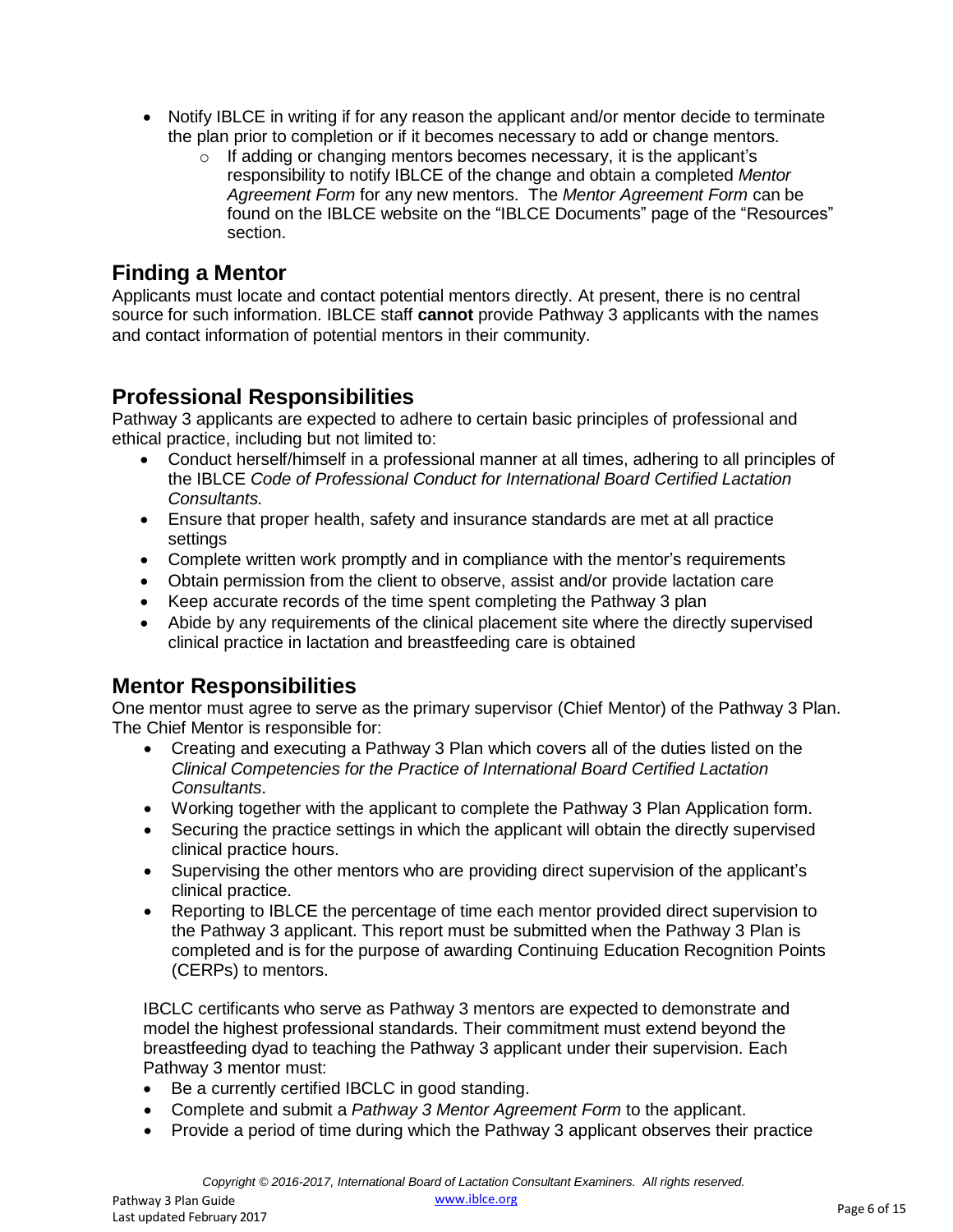- Notify IBLCE in writing if for any reason the applicant and/or mentor decide to terminate the plan prior to completion or if it becomes necessary to add or change mentors.
    - If adding or changing mentors becomes necessary, it is the applicant's responsibility to notify IBLCE of the change and obtain a completed *Mentor Agreement Form* for any new mentors. The *Mentor Agreement Form* can be found on the IBLCE website on the "IBLCE Documents" page of the "Resources" section.

## Finding a Mentor

Applicants must locate and contact potential mentors directly. At present, there is no central source for such information. IBLCE staff **cannot** provide Pathway 3 applicants with the names and contact information of potential mentors in their community.

## Professional Responsibilities

Pathway 3 applicants are expected to adhere to certain basic principles of professional and ethical practice, including but not limited to:

- Conduct herself/himself in a professional manner at all times, adhering to all principles of the IBLCE *Code of Professional Conduct for International Board Certified Lactation Consultants.*
- Ensure that proper health, safety and insurance standards are met at all practice settings
- Complete written work promptly and in compliance with the mentor's requirements
- Obtain permission from the client to observe, assist and/or provide lactation care
- Keep accurate records of the time spent completing the Pathway 3 plan
- Abide by any requirements of the clinical placement site where the directly supervised clinical practice in lactation and breastfeeding care is obtained

## Mentor Responsibilities

One mentor must agree to serve as the primary supervisor (Chief Mentor) of the Pathway 3 Plan. The Chief Mentor is responsible for:

- Creating and executing a Pathway 3 Plan which covers all of the duties listed on the *Clinical Competencies for the Practice of International Board Certified Lactation Consultants*.
- Working together with the applicant to complete the Pathway 3 Plan Application form.
- Securing the practice settings in which the applicant will obtain the directly supervised clinical practice hours.
- Supervising the other mentors who are providing direct supervision of the applicant's clinical practice.
- Reporting to IBLCE the percentage of time each mentor provided direct supervision to the Pathway 3 applicant. This report must be submitted when the Pathway 3 Plan is completed and is for the purpose of awarding Continuing Education Recognition Points (CERPs) to mentors.

IBCLC certificants who serve as Pathway 3 mentors are expected to demonstrate and model the highest professional standards. Their commitment must extend beyond the breastfeeding dyad to teaching the Pathway 3 applicant under their supervision. Each Pathway 3 mentor must:

- Be a currently certified IBCLC in good standing.
- Complete and submit a *Pathway 3 Mentor Agreement Form* to the applicant.
- Provide a period of time during which the Pathway 3 applicant observes their practice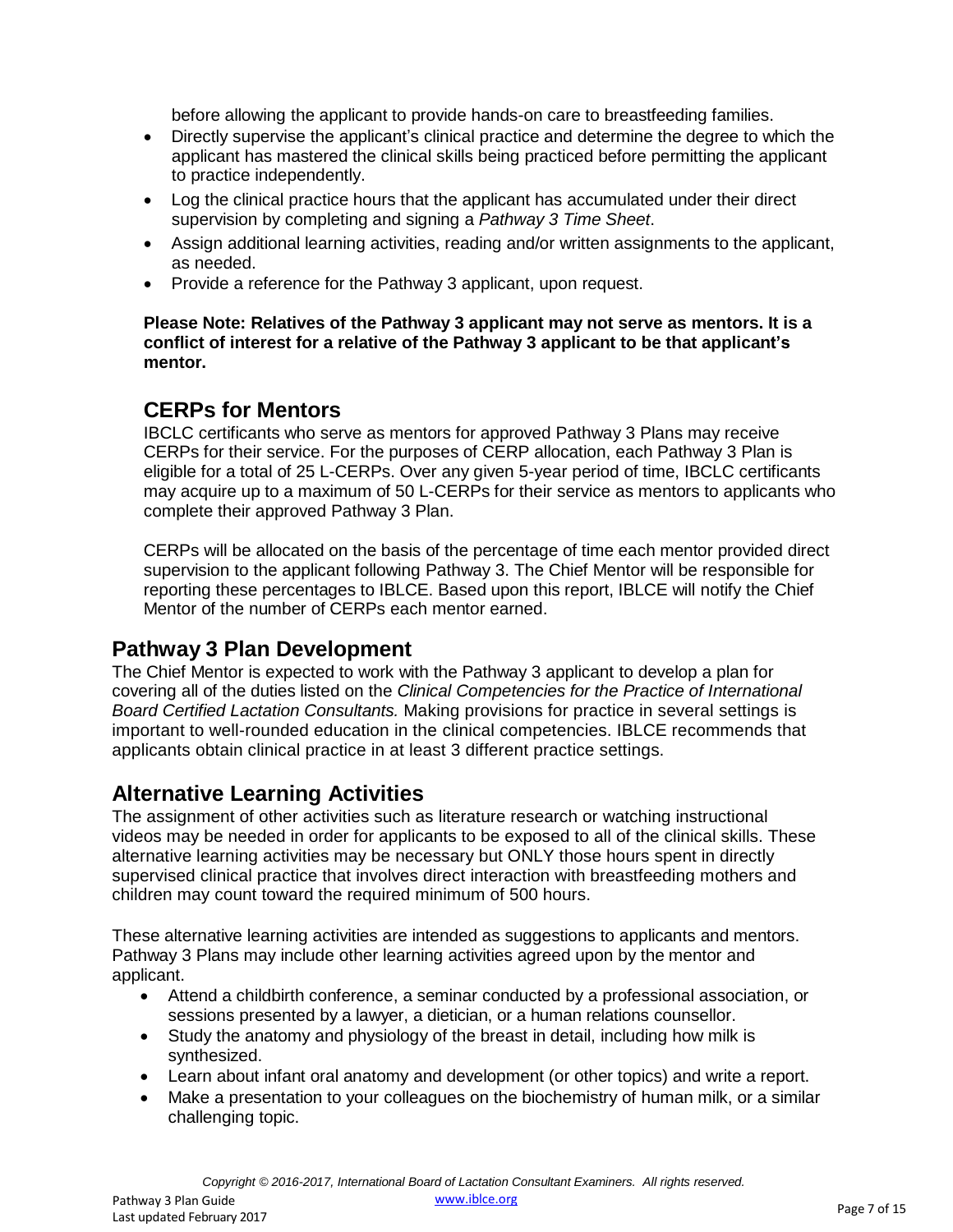before allowing the applicant to provide hands-on care to breastfeeding families.

- Directly supervise the applicant's clinical practice and determine the degree to which the applicant has mastered the clinical skills being practiced before permitting the applicant to practice independently.
- Log the clinical practice hours that the applicant has accumulated under their direct supervision by completing and signing a *Pathway 3 Time Sheet*.
- Assign additional learning activities, reading and/or written assignments to the applicant, as needed.
- Provide a reference for the Pathway 3 applicant, upon request.

**Please Note: Relatives of the Pathway 3 applicant may not serve as mentors. It is a conflict of interest for a relative of the Pathway 3 applicant to be that applicant's mentor.**

### CERPs for Mentors

IBCLC certificants who serve as mentors for approved Pathway 3 Plans may receive CERPs for their service. For the purposes of CERP allocation, each Pathway 3 Plan is eligible for a total of 25 L-CERPs. Over any given 5-year period of time, IBCLC certificants may acquire up to a maximum of 50 L-CERPs for their service as mentors to applicants who complete their approved Pathway 3 Plan.

CERPs will be allocated on the basis of the percentage of time each mentor provided direct supervision to the applicant following Pathway 3. The Chief Mentor will be responsible for reporting these percentages to IBLCE. Based upon this report, IBLCE will notify the Chief Mentor of the number of CERPs each mentor earned.

## Pathway 3 Plan Development

The Chief Mentor is expected to work with the Pathway 3 applicant to develop a plan for covering all of the duties listed on the *Clinical Competencies for the Practice of International Board Certified Lactation Consultants.* Making provisions for practice in several settings is important to well-rounded education in the clinical competencies. IBLCE recommends that applicants obtain clinical practice in at least 3 different practice settings.

## Alternative Learning Activities

The assignment of other activities such as literature research or watching instructional videos may be needed in order for applicants to be exposed to all of the clinical skills. These alternative learning activities may be necessary but ONLY those hours spent in directly supervised clinical practice that involves direct interaction with breastfeeding mothers and children may count toward the required minimum of 500 hours.

These alternative learning activities are intended as suggestions to applicants and mentors. Pathway 3 Plans may include other learning activities agreed upon by the mentor and applicant.

- Attend a childbirth conference, a seminar conducted by a professional association, or sessions presented by a lawyer, a dietician, or a human relations counsellor.
- Study the anatomy and physiology of the breast in detail, including how milk is synthesized.
- Learn about infant oral anatomy and development (or other topics) and write a report.
- Make a presentation to your colleagues on the biochemistry of human milk, or a similar challenging topic.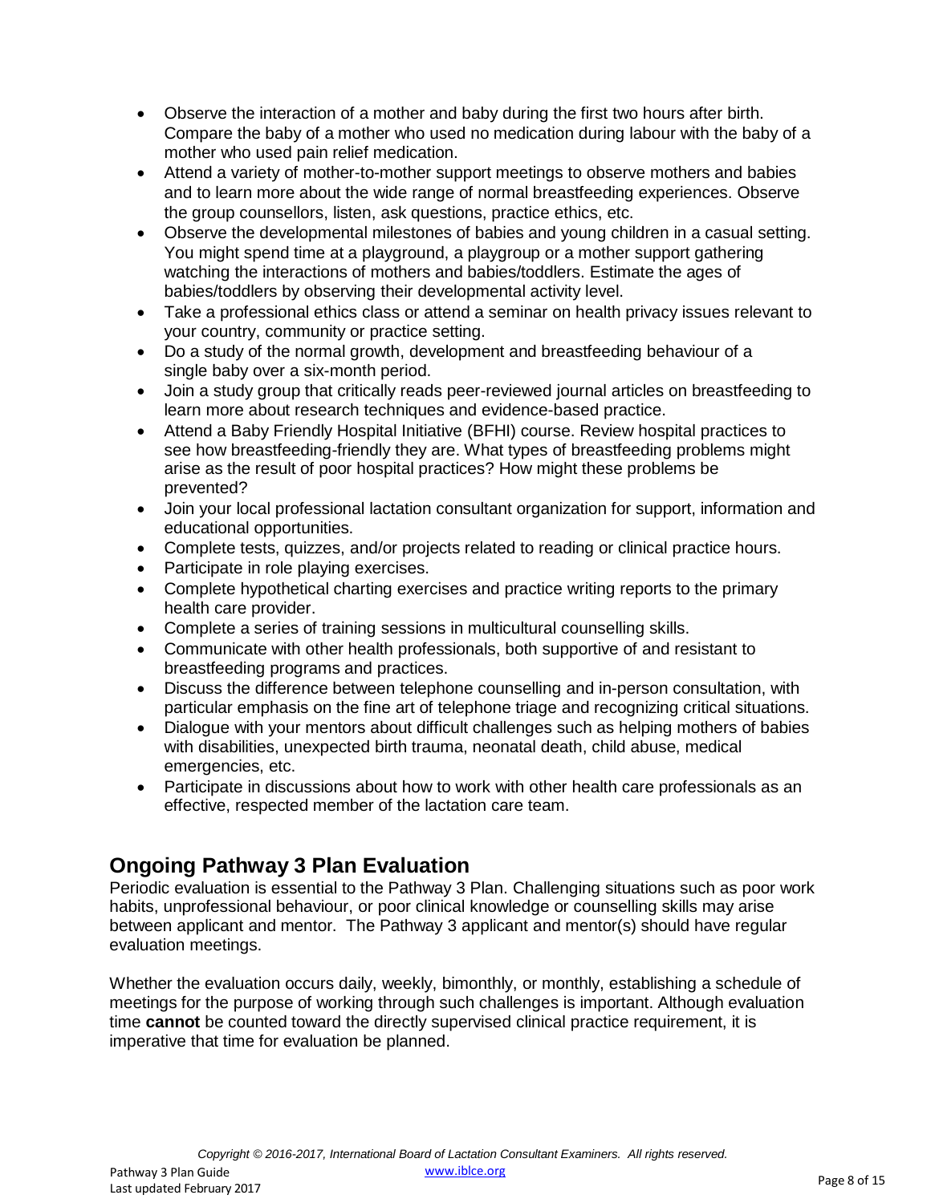- Observe the interaction of a mother and baby during the first two hours after birth. Compare the baby of a mother who used no medication during labour with the baby of a mother who used pain relief medication.
- Attend a variety of mother-to-mother support meetings to observe mothers and babies and to learn more about the wide range of normal breastfeeding experiences. Observe the group counsellors, listen, ask questions, practice ethics, etc.
- Observe the developmental milestones of babies and young children in a casual setting. You might spend time at a playground, a playgroup or a mother support gathering watching the interactions of mothers and babies/toddlers. Estimate the ages of babies/toddlers by observing their developmental activity level.
- Take a professional ethics class or attend a seminar on health privacy issues relevant to your country, community or practice setting.
- Do a study of the normal growth, development and breastfeeding behaviour of a single baby over a six-month period.
- Join a study group that critically reads peer-reviewed journal articles on breastfeeding to learn more about research techniques and evidence-based practice.
- Attend a Baby Friendly Hospital Initiative (BFHI) course. Review hospital practices to see how breastfeeding-friendly they are. What types of breastfeeding problems might arise as the result of poor hospital practices? How might these problems be prevented?
- Join your local professional lactation consultant organization for support, information and educational opportunities.
- Complete tests, quizzes, and/or projects related to reading or clinical practice hours.
- Participate in role playing exercises.
- Complete hypothetical charting exercises and practice writing reports to the primary health care provider.
- Complete a series of training sessions in multicultural counselling skills.
- Communicate with other health professionals, both supportive of and resistant to breastfeeding programs and practices.
- Discuss the difference between telephone counselling and in-person consultation, with particular emphasis on the fine art of telephone triage and recognizing critical situations.
- Dialogue with your mentors about difficult challenges such as helping mothers of babies with disabilities, unexpected birth trauma, neonatal death, child abuse, medical emergencies, etc.
- Participate in discussions about how to work with other health care professionals as an effective, respected member of the lactation care team.

## Ongoing Pathway 3 Plan Evaluation

Periodic evaluation is essential to the Pathway 3 Plan. Challenging situations such as poor work habits, unprofessional behaviour, or poor clinical knowledge or counselling skills may arise between applicant and mentor. The Pathway 3 applicant and mentor(s) should have regular evaluation meetings.

Whether the evaluation occurs daily, weekly, bimonthly, or monthly, establishing a schedule of meetings for the purpose of working through such challenges is important. Although evaluation time **cannot** be counted toward the directly supervised clinical practice requirement, it is imperative that time for evaluation be planned.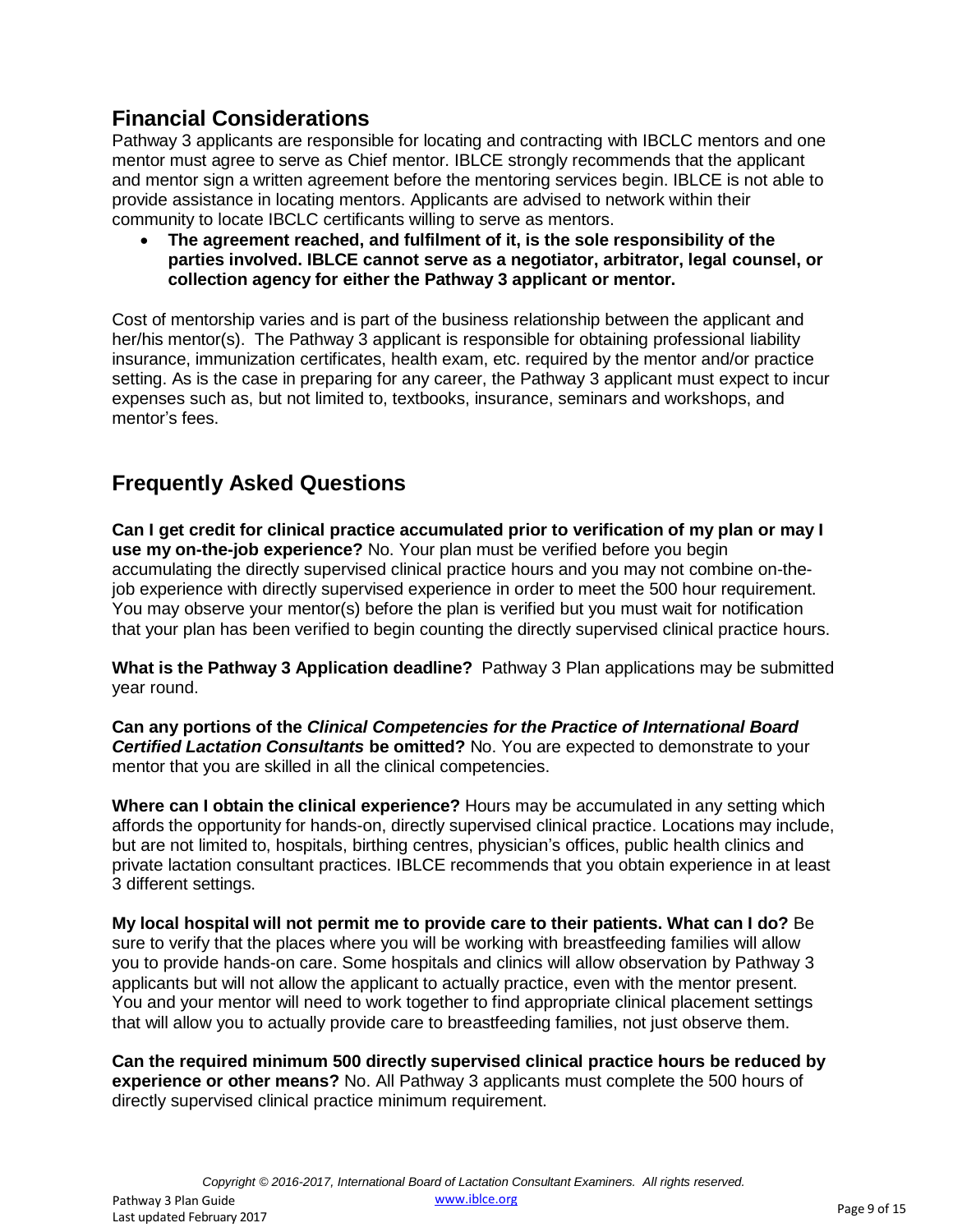## Financial Considerations

Pathway 3 applicants are responsible for locating and contracting with IBCLC mentors and one mentor must agree to serve as Chief mentor. IBLCE strongly recommends that the applicant and mentor sign a written agreement before the mentoring services begin. IBLCE is not able to provide assistance in locating mentors. Applicants are advised to network within their community to locate IBCLC certificants willing to serve as mentors.

- **The agreement reached, and fulfilment of it, is the sole responsibility of the parties involved. IBLCE cannot serve as a negotiator, arbitrator, legal counsel, or collection agency for either the Pathway 3 applicant or mentor.**

Cost of mentorship varies and is part of the business relationship between the applicant and her/his mentor(s). The Pathway 3 applicant is responsible for obtaining professional liability insurance, immunization certificates, health exam, etc. required by the mentor and/or practice setting. As is the case in preparing for any career, the Pathway 3 applicant must expect to incur expenses such as, but not limited to, textbooks, insurance, seminars and workshops, and mentor's fees.

## Frequently Asked Questions

**Can I get credit for clinical practice accumulated prior to verification of my plan or may I use my on-the-job experience?** No. Your plan must be verified before you begin accumulating the directly supervised clinical practice hours and you may not combine on-the-job experience with directly supervised experience in order to meet the 500 hour requirement. You may observe your mentor(s) before the plan is verified but you must wait for notification that your plan has been verified to begin counting the directly supervised clinical practice hours.

**What is the Pathway 3 Application deadline?** Pathway 3 Plan applications may be submitted year round.

**Can any portions of the *Clinical Competencies for the Practice of International Board Certified Lactation Consultants* be omitted?** No. You are expected to demonstrate to your mentor that you are skilled in all the clinical competencies.

**Where can I obtain the clinical experience?** Hours may be accumulated in any setting which affords the opportunity for hands-on, directly supervised clinical practice. Locations may include, but are not limited to, hospitals, birthing centres, physician's offices, public health clinics and private lactation consultant practices. IBLCE recommends that you obtain experience in at least 3 different settings.

**My local hospital will not permit me to provide care to their patients. What can I do?** Be sure to verify that the places where you will be working with breastfeeding families will allow you to provide hands-on care. Some hospitals and clinics will allow observation by Pathway 3 applicants but will not allow the applicant to actually practice, even with the mentor present. You and your mentor will need to work together to find appropriate clinical placement settings that will allow you to actually provide care to breastfeeding families, not just observe them.

**Can the required minimum 500 directly supervised clinical practice hours be reduced by experience or other means?** No. All Pathway 3 applicants must complete the 500 hours of directly supervised clinical practice minimum requirement.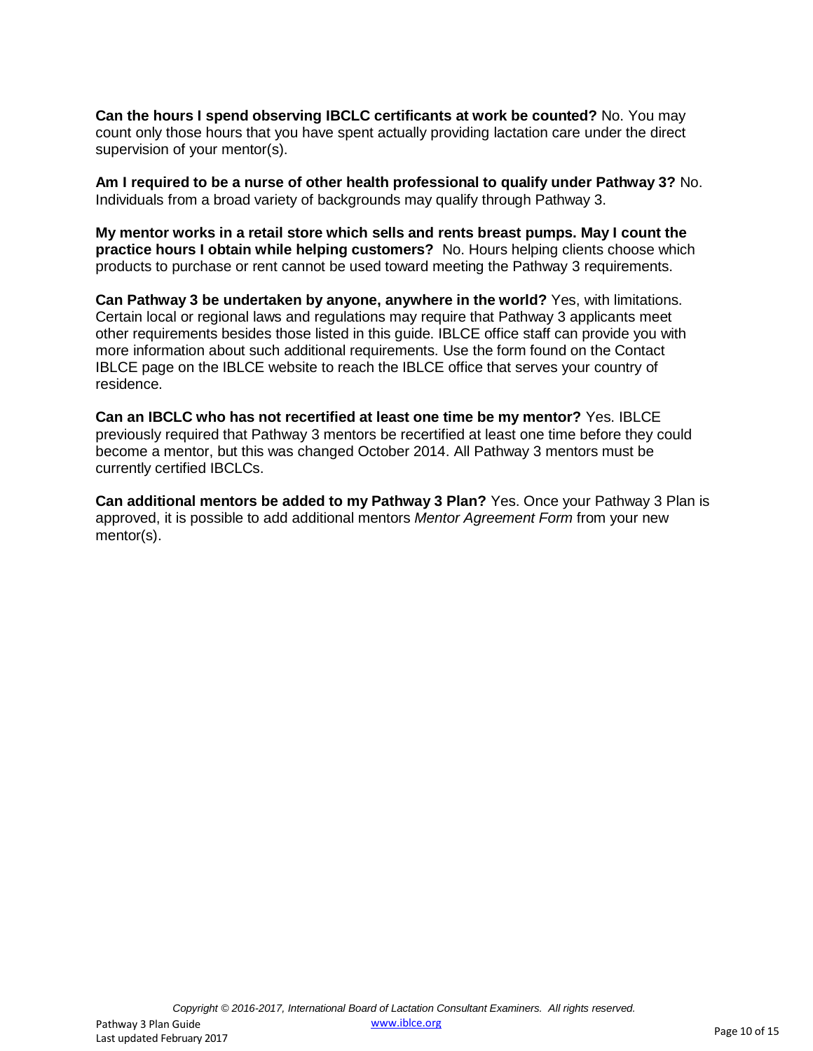**Can the hours I spend observing IBCLC certificants at work be counted?** No. You may count only those hours that you have spent actually providing lactation care under the direct supervision of your mentor(s).

**Am I required to be a nurse of other health professional to qualify under Pathway 3?** No. Individuals from a broad variety of backgrounds may qualify through Pathway 3.

**My mentor works in a retail store which sells and rents breast pumps. May I count the practice hours I obtain while helping customers?** No. Hours helping clients choose which products to purchase or rent cannot be used toward meeting the Pathway 3 requirements.

**Can Pathway 3 be undertaken by anyone, anywhere in the world?** Yes, with limitations. Certain local or regional laws and regulations may require that Pathway 3 applicants meet other requirements besides those listed in this guide. IBLCE office staff can provide you with more information about such additional requirements. Use the form found on the Contact IBLCE page on the IBLCE website to reach the IBLCE office that serves your country of residence.

**Can an IBCLC who has not recertified at least one time be my mentor?** Yes. IBLCE previously required that Pathway 3 mentors be recertified at least one time before they could become a mentor, but this was changed October 2014. All Pathway 3 mentors must be currently certified IBCLCs.

**Can additional mentors be added to my Pathway 3 Plan?** Yes. Once your Pathway 3 Plan is approved, it is possible to add additional mentors *Mentor Agreement Form* from your new mentor(s).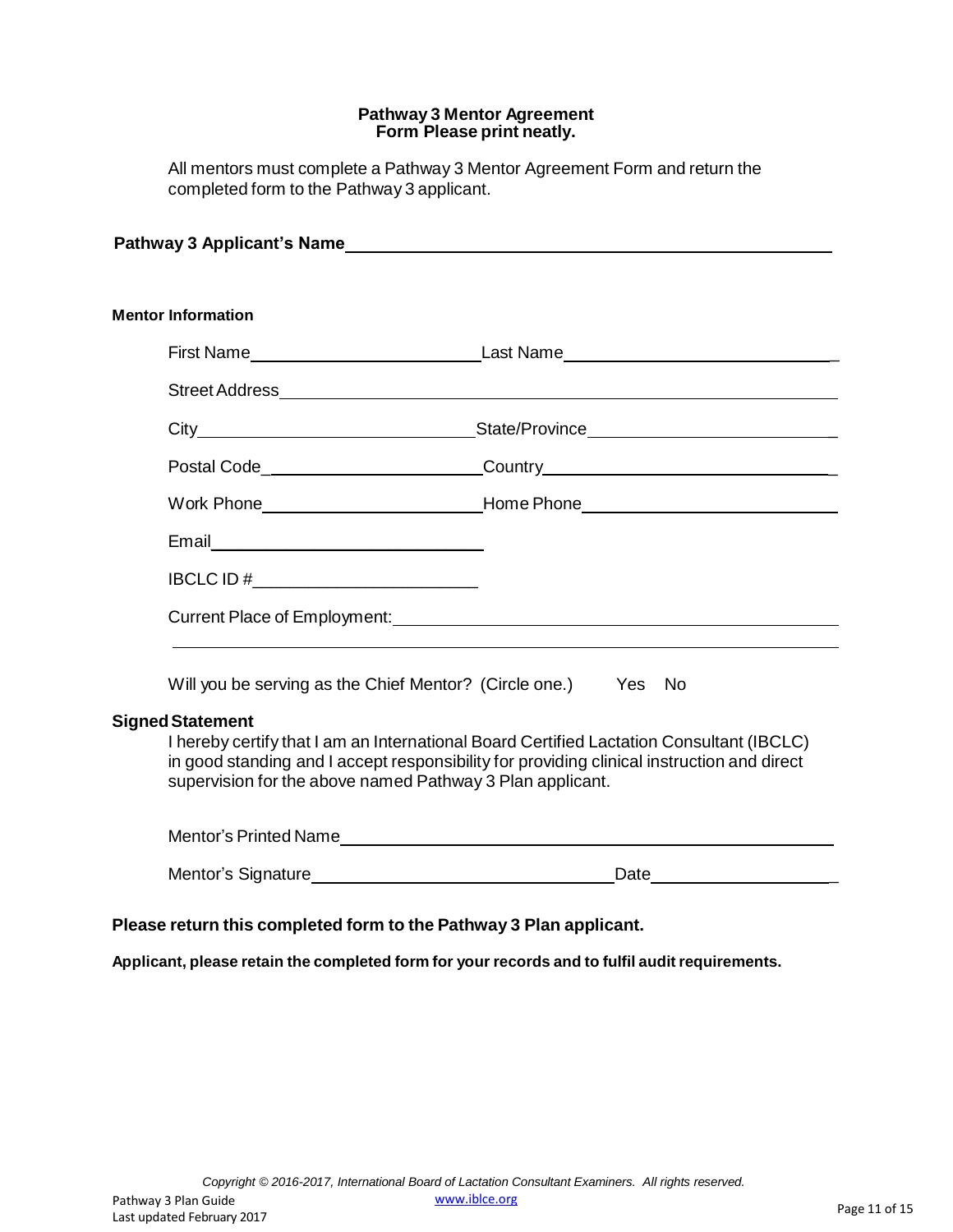## Pathway 3 Mentor Agreement Form Please print neatly.

All mentors must complete a Pathway 3 Mentor Agreement Form and return the completed form to the Pathway 3 applicant.

**Pathway 3 Applicant's Name**\_\_\_\_\_\_\_\_\_\_\_\_\_\_\_\_\_\_\_\_\_\_\_\_\_\_\_\_\_\_\_\_\_\_\_\_\_\_\_\_\_\_\_\_\_\_\_\_

**Mentor Information**

First Name\_\_\_\_\_\_\_\_\_\_\_\_\_\_\_\_\_\_\_\_\_\_\_\_ Last Name\_\_\_\_\_\_\_\_\_\_\_\_\_\_\_\_\_\_\_\_\_\_\_\_\_\_\_

Street Address\_\_\_\_\_\_\_\_\_\_\_\_\_\_\_\_\_\_\_\_\_\_\_\_\_\_\_\_\_\_\_\_\_\_\_\_\_\_\_\_\_\_\_\_\_\_\_\_\_\_\_\_\_\_\_\_

City\_\_\_\_\_\_\_\_\_\_\_\_\_\_\_\_\_\_\_\_\_\_\_\_\_\_\_\_ State/Province\_\_\_\_\_\_\_\_\_\_\_\_\_\_\_\_\_\_\_\_\_\_\_\_\_\_

Postal Code\_\_\_\_\_\_\_\_\_\_\_\_\_\_\_\_\_\_\_\_\_\_\_\_ Country\_\_\_\_\_\_\_\_\_\_\_\_\_\_\_\_\_\_\_\_\_\_\_\_\_\_\_\_\_\_

Work Phone\_\_\_\_\_\_\_\_\_\_\_\_\_\_\_\_\_\_\_\_\_\_\_\_ Home Phone\_\_\_\_\_\_\_\_\_\_\_\_\_\_\_\_\_\_\_\_\_\_\_\_\_\_\_

Email\_\_\_\_\_\_\_\_\_\_\_\_\_\_\_\_\_\_\_\_\_\_\_\_\_\_\_\_\_\_

IBCLC ID #\_\_\_\_\_\_\_\_\_\_\_\_\_\_\_\_\_\_\_\_\_\_\_\_

Current Place of Employment:\_\_\_\_\_\_\_\_\_\_\_\_\_\_\_\_\_\_\_\_\_\_\_\_\_\_\_\_\_\_\_\_\_\_\_\_\_\_\_\_\_\_\_\_\_\_\_

\_\_\_\_\_\_\_\_\_\_\_\_\_\_\_\_\_\_\_\_\_\_\_\_\_\_\_\_\_\_\_\_\_\_\_\_\_\_\_\_\_\_\_\_\_\_\_\_\_\_\_\_\_\_\_\_\_\_\_\_\_\_\_\_\_\_\_\_\_\_\_\_\_

Will you be serving as the Chief Mentor? (Circle one.) Yes No

**Signed Statement**

I hereby certify that I am an International Board Certified Lactation Consultant (IBCLC) in good standing and I accept responsibility for providing clinical instruction and direct supervision for the above named Pathway 3 Plan applicant.

Mentor's Printed Name\_\_\_\_\_\_\_\_\_\_\_\_\_\_\_\_\_\_\_\_\_\_\_\_\_\_\_\_\_\_\_\_\_\_\_\_\_\_\_\_\_\_\_\_\_\_\_\_\_\_\_\_\_\_

Mentor's Signature\_\_\_\_\_\_\_\_\_\_\_\_\_\_\_\_\_\_\_\_\_\_\_\_\_\_\_\_\_\_\_\_\_\_ Date\_\_\_\_\_\_\_\_\_\_\_\_\_\_\_\_\_\_\_\_\_

**Please return this completed form to the Pathway 3 Plan applicant.**

**Applicant, please retain the completed form for your records and to fulfil audit requirements.**

*Copyright © 2016-2017, International Board of Lactation Consultant Examiners. All rights reserved.*

Pathway 3 Plan Guide
Last updated February 2017

www.iblce.org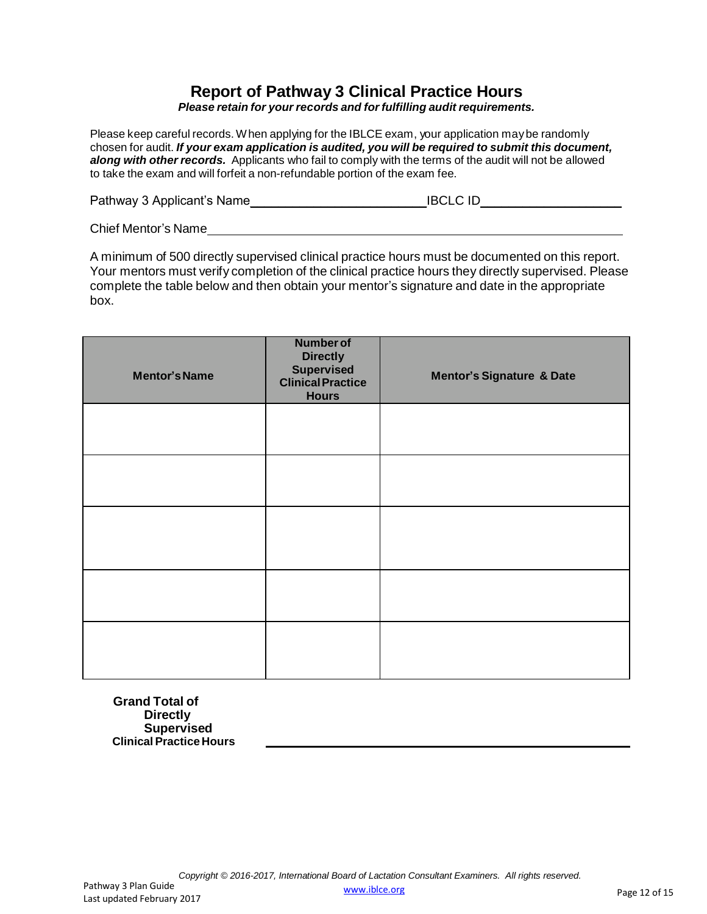## Report of Pathway 3 Clinical Practice Hours

***Please retain for your records and for fulfilling audit requirements.***

Please keep careful records. When applying for the IBLCE exam, your application may be randomly chosen for audit. ***If your exam application is audited, you will be required to submit this document, along with other records.*** Applicants who fail to comply with the terms of the audit will not be allowed to take the exam and will forfeit a non-refundable portion of the exam fee.

Pathway 3 Applicant's Name\_\_\_\_\_\_\_\_\_\_\_\_\_\_\_\_\_\_\_\_\_\_\_\_ IBCLC ID\_\_\_\_\_\_\_\_\_\_\_\_\_\_\_\_\_\_\_\_

Chief Mentor's Name\_\_\_\_\_\_\_\_\_\_\_\_\_\_\_\_\_\_\_\_\_\_\_\_\_\_\_\_\_\_\_\_\_\_\_\_\_\_\_\_\_\_\_\_\_\_\_\_

A minimum of 500 directly supervised clinical practice hours must be documented on this report. Your mentors must verify completion of the clinical practice hours they directly supervised. Please complete the table below and then obtain your mentor's signature and date in the appropriate box.

| Mentor's Name | Number of Directly Supervised Clinical Practice Hours | Mentor's Signature & Date |
|---|---|---|
| | | |
| | | |
| | | |
| | | |
| | | |

**Grand Total of Directly Supervised Clinical Practice Hours** \_\_\_\_\_\_\_\_\_\_\_\_\_\_\_\_\_\_\_\_\_\_\_\_\_\_\_\_\_\_\_\_\_\_\_\_\_\_\_\_

*Copyright © 2016-2017, International Board of Lactation Consultant Examiners. All rights reserved.*

Pathway 3 Plan Guide
Last updated February 2017

www.iblce.org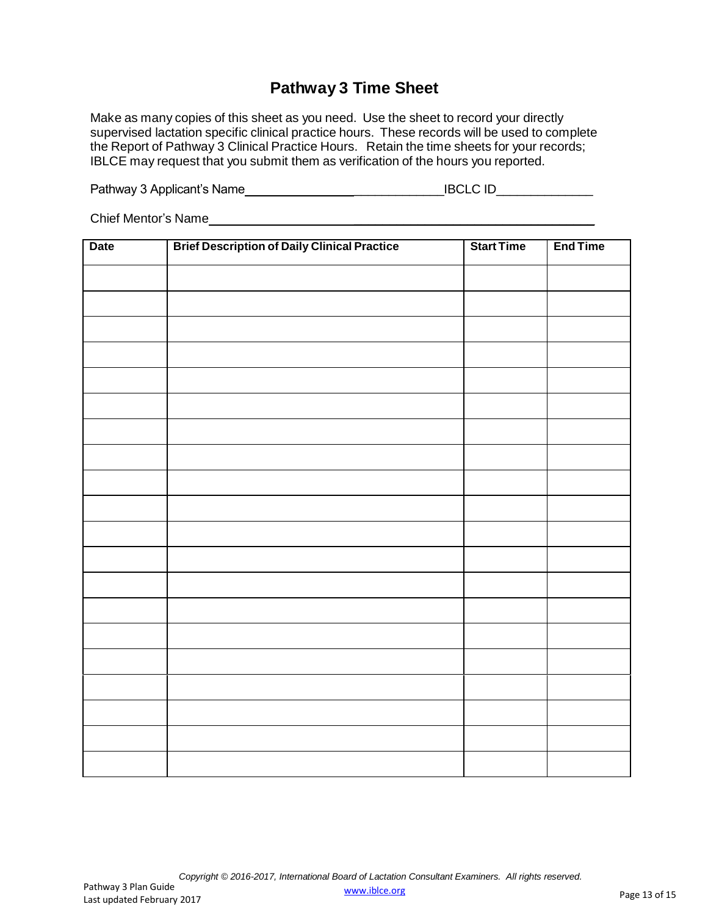# Pathway 3 Time Sheet

Make as many copies of this sheet as you need. Use the sheet to record your directly supervised lactation specific clinical practice hours. These records will be used to complete the Report of Pathway 3 Clinical Practice Hours. Retain the time sheets for your records; IBLCE may request that you submit them as verification of the hours you reported.

Pathway 3 Applicant's Name_____________________________IBCLC ID_____________

Chief Mentor's Name_____________________________________________________

| Date | Brief Description of Daily Clinical Practice | Start Time | End Time |
|---|---|---|---|
| | | | |
| | | | |
| | | | |
| | | | |
| | | | |
| | | | |
| | | | |
| | | | |
| | | | |
| | | | |
| | | | |
| | | | |
| | | | |
| | | | |
| | | | |
| | | | |
| | | | |
| | | | |
| | | | |
| | | | |

*Copyright © 2016-2017, International Board of Lactation Consultant Examiners. All rights reserved.*

Pathway 3 Plan Guide
Last updated February 2017

www.iblce.org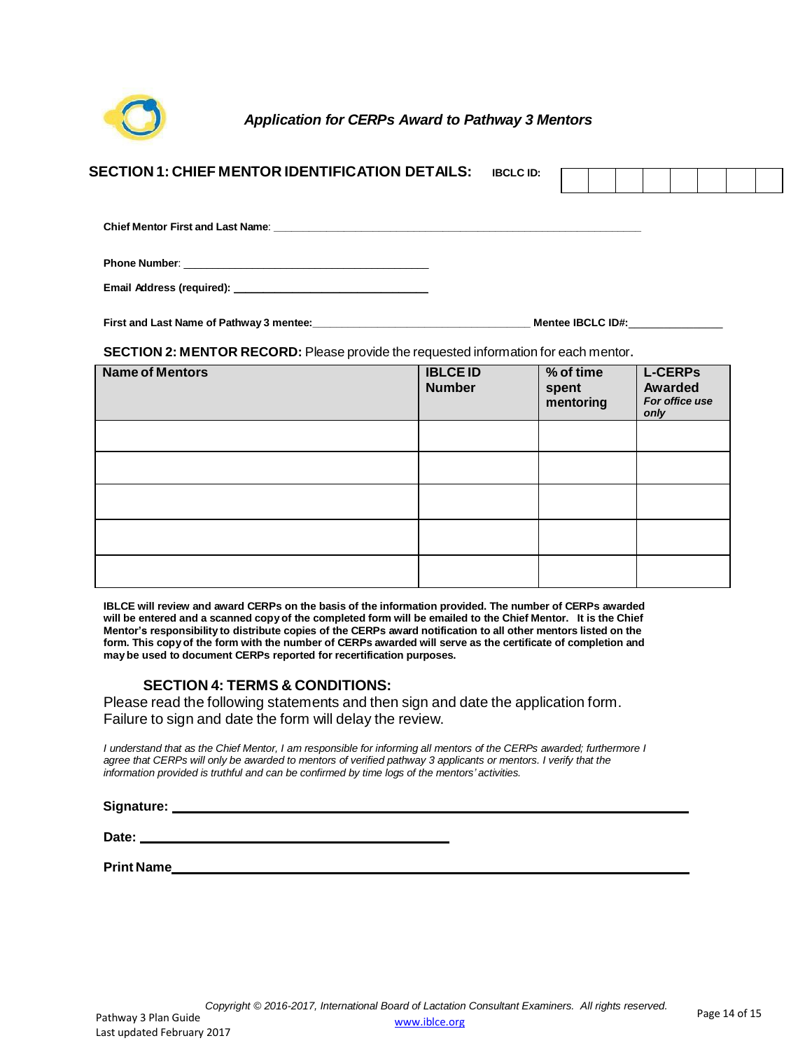***Application for CERPs Award to Pathway 3 Mentors***

## SECTION 1: CHIEF MENTOR IDENTIFICATION DETAILS:

**IBCLC ID:** | | | | | | | | |

**Chief Mentor First and Last Name**: ____________________________________________________________

**Phone Number**: ________________________________________

**Email Address (required):** ________________________________

**First and Last Name of Pathway 3 mentee:**___________________________________ **Mentee IBCLC ID#:**_______________

**SECTION 2: MENTOR RECORD:** Please provide the requested information for each mentor.

| Name of Mentors | IBLCE ID Number | % of time spent mentoring | L-CERPs Awarded *For office use only* |
|---|---|---|---|
| | | | |
| | | | |
| | | | |
| | | | |
| | | | |

**IBLCE will review and award CERPs on the basis of the information provided. The number of CERPs awarded will be entered and a scanned copy of the completed form will be emailed to the Chief Mentor. It is the Chief Mentor's responsibility to distribute copies of the CERPs award notification to all other mentors listed on the form. This copy of the form with the number of CERPs awarded will serve as the certificate of completion and may be used to document CERPs reported for recertification purposes.**

## SECTION 4: TERMS & CONDITIONS:

Please read the following statements and then sign and date the application form. Failure to sign and date the form will delay the review.

*I understand that as the Chief Mentor, I am responsible for informing all mentors of the CERPs awarded; furthermore I agree that CERPs will only be awarded to mentors of verified pathway 3 applicants or mentors. I verify that the information provided is truthful and can be confirmed by time logs of the mentors' activities.*

**Signature:** ____________________________________________________________

**Date:** ____________________________________

**Print Name**____________________________________________________________

*Copyright © 2016-2017, International Board of Lactation Consultant Examiners. All rights reserved.*

Pathway 3 Plan Guide
Last updated February 2017
www.iblce.org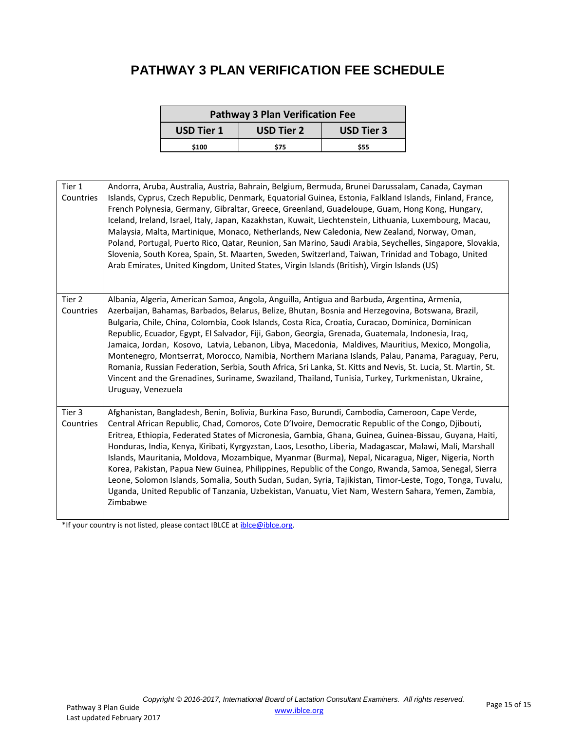# PATHWAY 3 PLAN VERIFICATION FEE SCHEDULE

| Pathway 3 Plan Verification Fee | | |
|---|---|---|
| USD Tier 1 | USD Tier 2 | USD Tier 3 |
| $100 | $75 | $55 |

| | |
|---|---|
| Tier 1 Countries | Andorra, Aruba, Australia, Austria, Bahrain, Belgium, Bermuda, Brunei Darussalam, Canada, Cayman Islands, Cyprus, Czech Republic, Denmark, Equatorial Guinea, Estonia, Falkland Islands, Finland, France, French Polynesia, Germany, Gibraltar, Greece, Greenland, Guadeloupe, Guam, Hong Kong, Hungary, Iceland, Ireland, Israel, Italy, Japan, Kazakhstan, Kuwait, Liechtenstein, Lithuania, Luxembourg, Macau, Malaysia, Malta, Martinique, Monaco, Netherlands, New Caledonia, New Zealand, Norway, Oman, Poland, Portugal, Puerto Rico, Qatar, Reunion, San Marino, Saudi Arabia, Seychelles, Singapore, Slovakia, Slovenia, South Korea, Spain, St. Maarten, Sweden, Switzerland, Taiwan, Trinidad and Tobago, United Arab Emirates, United Kingdom, United States, Virgin Islands (British), Virgin Islands (US) |
| Tier 2 Countries | Albania, Algeria, American Samoa, Angola, Anguilla, Antigua and Barbuda, Argentina, Armenia, Azerbaijan, Bahamas, Barbados, Belarus, Belize, Bhutan, Bosnia and Herzegovina, Botswana, Brazil, Bulgaria, Chile, China, Colombia, Cook Islands, Costa Rica, Croatia, Curacao, Dominica, Dominican Republic, Ecuador, Egypt, El Salvador, Fiji, Gabon, Georgia, Grenada, Guatemala, Indonesia, Iraq, Jamaica, Jordan, Kosovo, Latvia, Lebanon, Libya, Macedonia, Maldives, Mauritius, Mexico, Mongolia, Montenegro, Montserrat, Morocco, Namibia, Northern Mariana Islands, Palau, Panama, Paraguay, Peru, Romania, Russian Federation, Serbia, South Africa, Sri Lanka, St. Kitts and Nevis, St. Lucia, St. Martin, St. Vincent and the Grenadines, Suriname, Swaziland, Thailand, Tunisia, Turkey, Turkmenistan, Ukraine, Uruguay, Venezuela |
| Tier 3 Countries | Afghanistan, Bangladesh, Benin, Bolivia, Burkina Faso, Burundi, Cambodia, Cameroon, Cape Verde, Central African Republic, Chad, Comoros, Cote D'Ivoire, Democratic Republic of the Congo, Djibouti, Eritrea, Ethiopia, Federated States of Micronesia, Gambia, Ghana, Guinea, Guinea-Bissau, Guyana, Haiti, Honduras, India, Kenya, Kiribati, Kyrgyzstan, Laos, Lesotho, Liberia, Madagascar, Malawi, Mali, Marshall Islands, Mauritania, Moldova, Mozambique, Myanmar (Burma), Nepal, Nicaragua, Niger, Nigeria, North Korea, Pakistan, Papua New Guinea, Philippines, Republic of the Congo, Rwanda, Samoa, Senegal, Sierra Leone, Solomon Islands, Somalia, South Sudan, Sudan, Syria, Tajikistan, Timor-Leste, Togo, Tonga, Tuvalu, Uganda, United Republic of Tanzania, Uzbekistan, Vanuatu, Viet Nam, Western Sahara, Yemen, Zambia, Zimbabwe |

*If your country is not listed, please contact IBLCE at iblce@iblce.org.